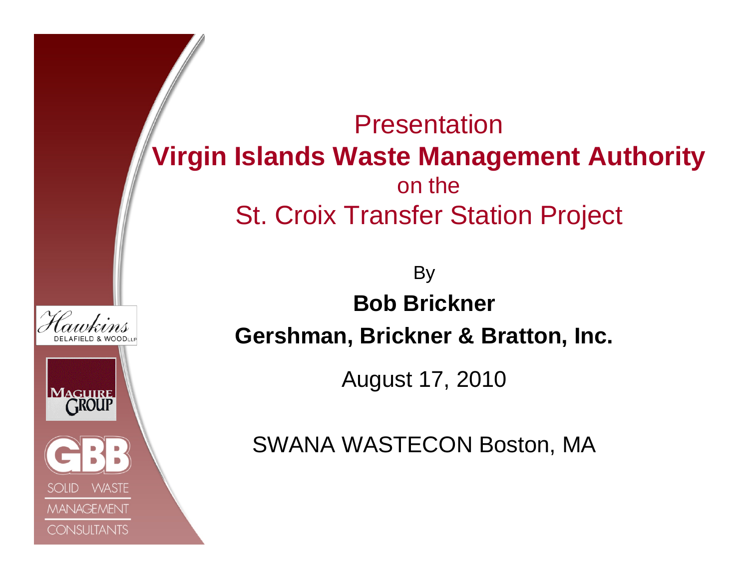# Presentation
# Virgin Islands Waste Management Authority
## on the
## St. Croix Transfer Station Project

By

**Bob Brickner**

**Gershman, Brickner & Bratton, Inc.**

August 17, 2010

SWANA WASTECON Boston, MA

Hawkins DELAFIELD & WOOD LLP

MAGUIRE GROUP

GBB SOLID WASTE MANAGEMENT CONSULTANTS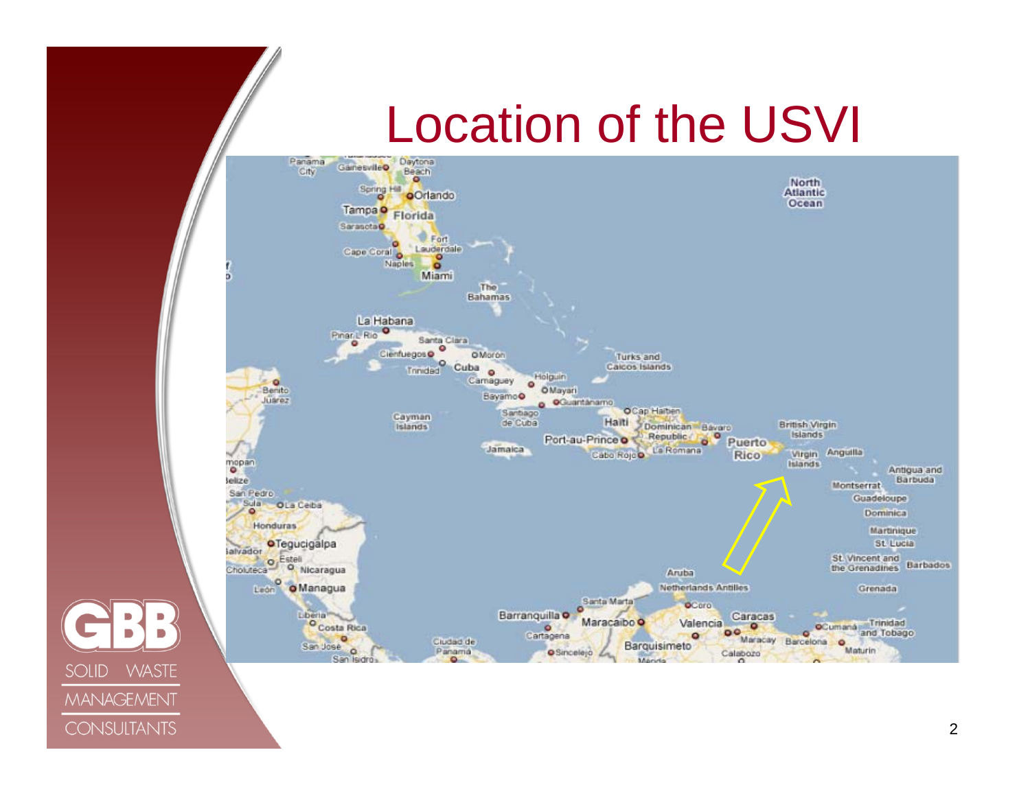# Location of the USVI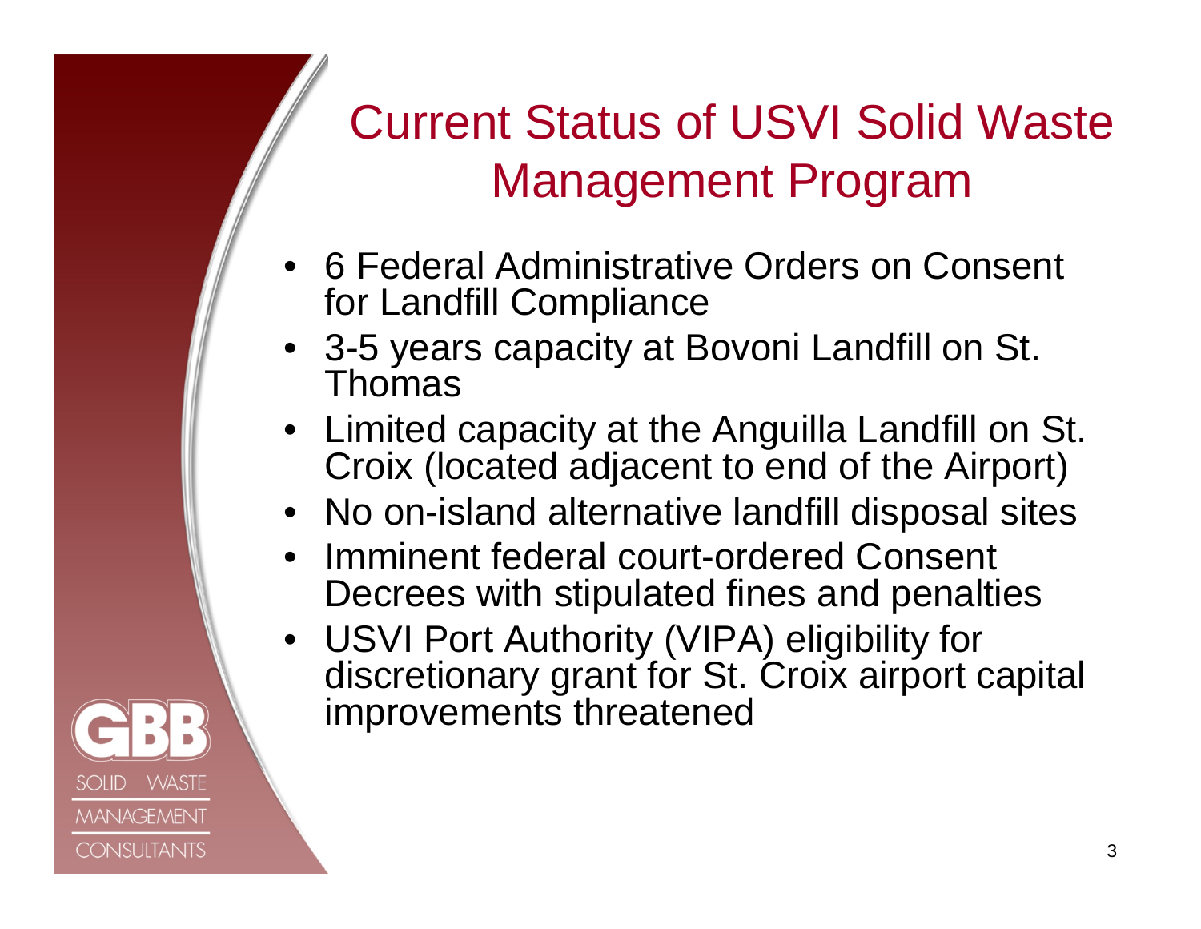# Current Status of USVI Solid Waste Management Program

- 6 Federal Administrative Orders on Consent for Landfill Compliance
- 3-5 years capacity at Bovoni Landfill on St. Thomas
- Limited capacity at the Anguilla Landfill on St. Croix (located adjacent to end of the Airport)
- No on-island alternative landfill disposal sites
- Imminent federal court-ordered Consent Decrees with stipulated fines and penalties
- USVI Port Authority (VIPA) eligibility for discretionary grant for St. Croix airport capital improvements threatened

GBB SOLID WASTE MANAGEMENT CONSULTANTS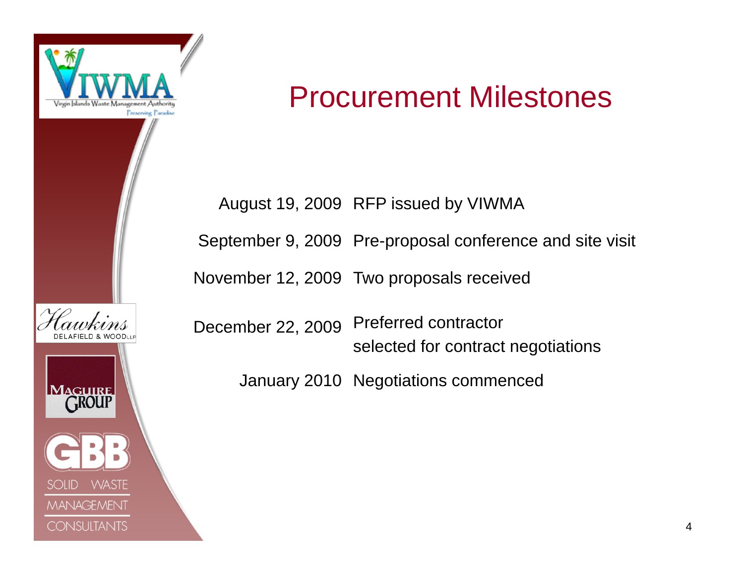# Procurement Milestones

| | |
|---|---|
| August 19, 2009 | RFP issued by VIWMA |
| September 9, 2009 | Pre-proposal conference and site visit |
| November 12, 2009 | Two proposals received |
| December 22, 2009 | Preferred contractor selected for contract negotiations |
| January 2010 | Negotiations commenced |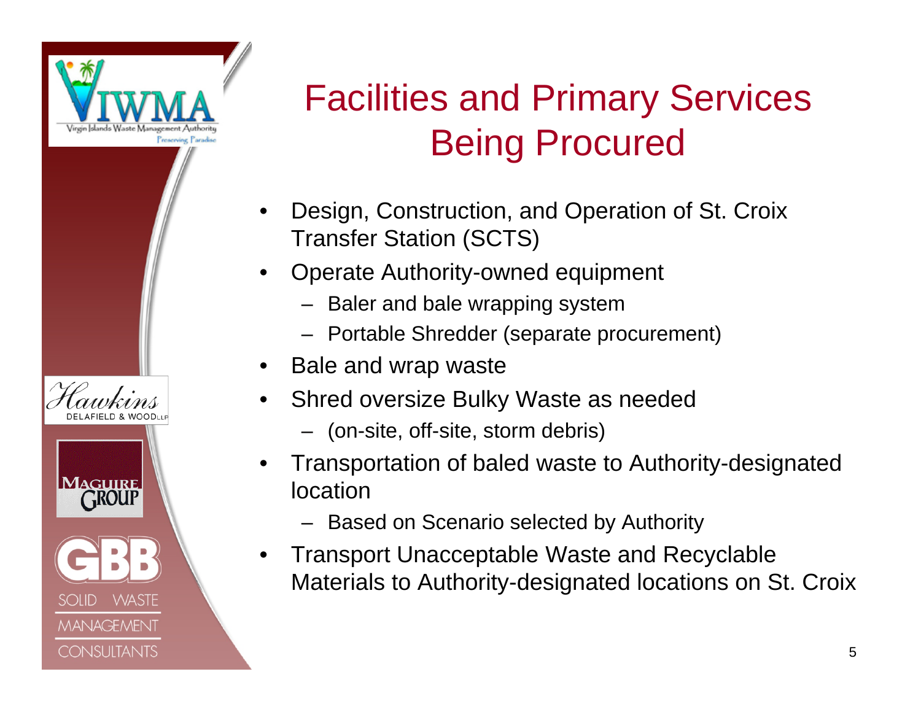# Facilities and Primary Services Being Procured

- Design, Construction, and Operation of St. Croix Transfer Station (SCTS)
- Operate Authority-owned equipment
  - Baler and bale wrapping system
  - Portable Shredder (separate procurement)
- Bale and wrap waste
- Shred oversize Bulky Waste as needed
  - (on-site, off-site, storm debris)
- Transportation of baled waste to Authority-designated location
  - Based on Scenario selected by Authority
- Transport Unacceptable Waste and Recyclable Materials to Authority-designated locations on St. Croix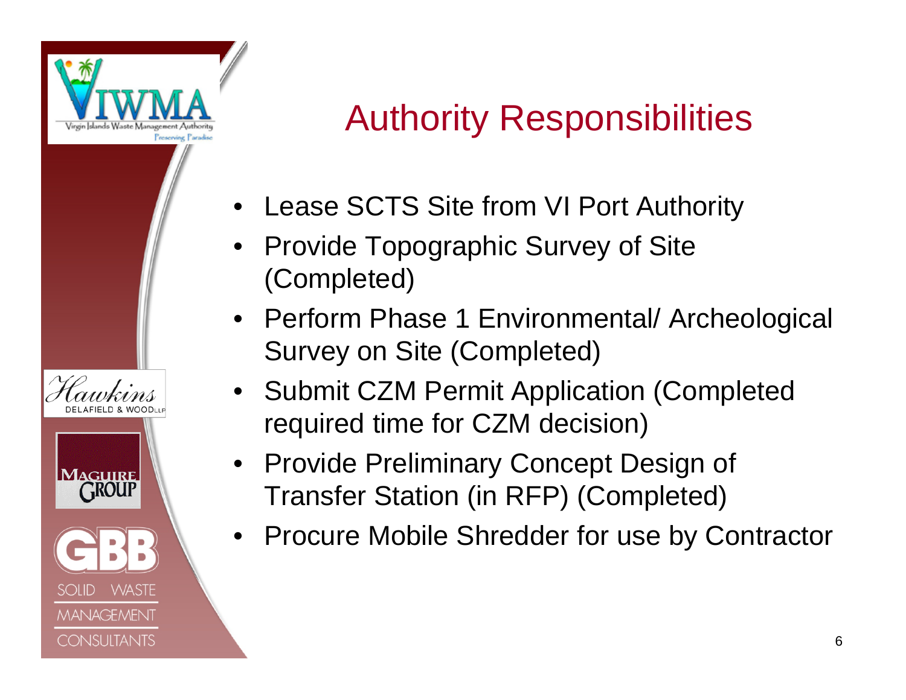# Authority Responsibilities

- Lease SCTS Site from VI Port Authority
- Provide Topographic Survey of Site (Completed)
- Perform Phase 1 Environmental/ Archeological Survey on Site (Completed)
- Submit CZM Permit Application (Completed required time for CZM decision)
- Provide Preliminary Concept Design of Transfer Station (in RFP) (Completed)
- Procure Mobile Shredder for use by Contractor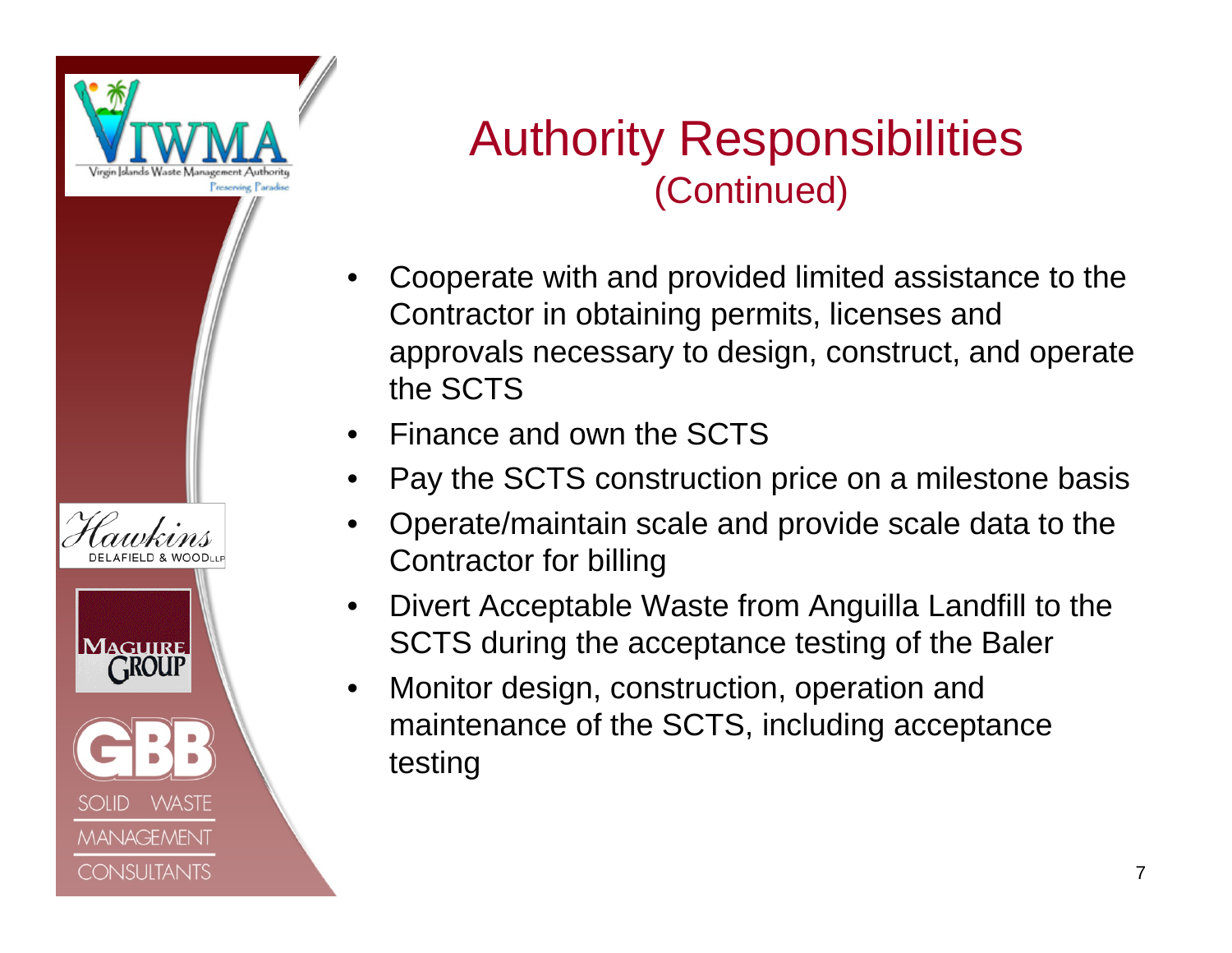# Authority Responsibilities (Continued)

- Cooperate with and provided limited assistance to the Contractor in obtaining permits, licenses and approvals necessary to design, construct, and operate the SCTS
- Finance and own the SCTS
- Pay the SCTS construction price on a milestone basis
- Operate/maintain scale and provide scale data to the Contractor for billing
- Divert Acceptable Waste from Anguilla Landfill to the SCTS during the acceptance testing of the Baler
- Monitor design, construction, operation and maintenance of the SCTS, including acceptance testing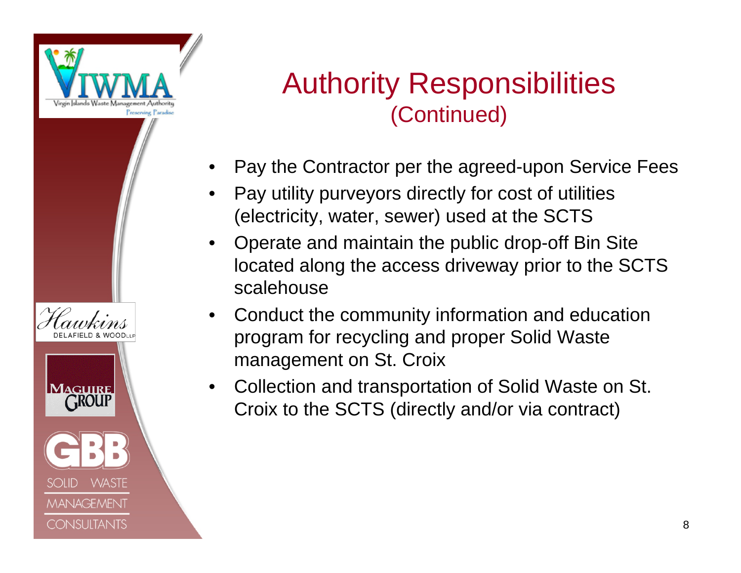# Authority Responsibilities
## (Continued)

- Pay the Contractor per the agreed-upon Service Fees
- Pay utility purveyors directly for cost of utilities (electricity, water, sewer) used at the SCTS
- Operate and maintain the public drop-off Bin Site located along the access driveway prior to the SCTS scalehouse
- Conduct the community information and education program for recycling and proper Solid Waste management on St. Croix
- Collection and transportation of Solid Waste on St. Croix to the SCTS (directly and/or via contract)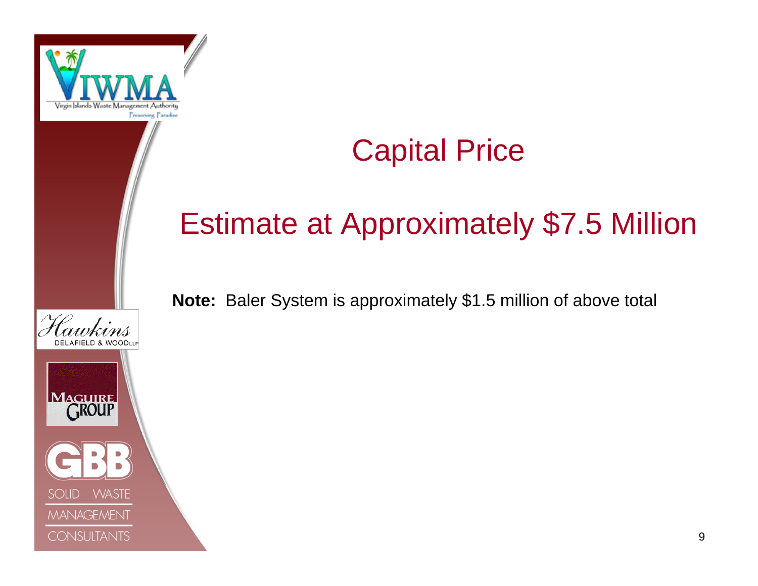# Capital Price

## Estimate at Approximately $7.5 Million

**Note:** Baler System is approximately $1.5 million of above total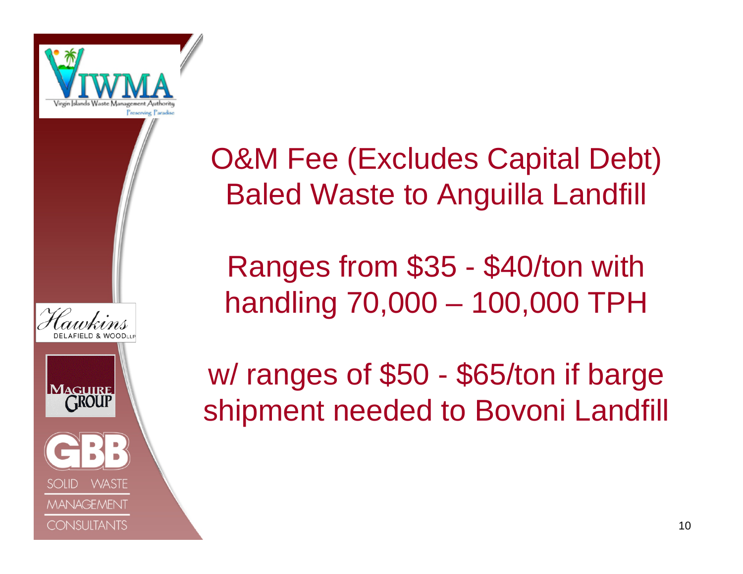# O&M Fee (Excludes Capital Debt) Baled Waste to Anguilla Landfill

Ranges from $35 - $40/ton with handling 70,000 – 100,000 TPH

w/ ranges of $50 - $65/ton if barge shipment needed to Bovoni Landfill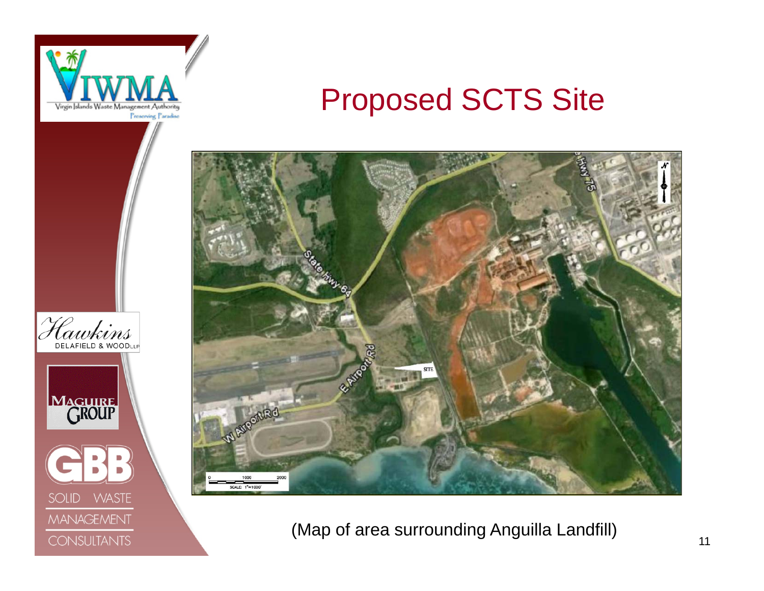# Proposed SCTS Site

(Map of area surrounding Anguilla Landfill)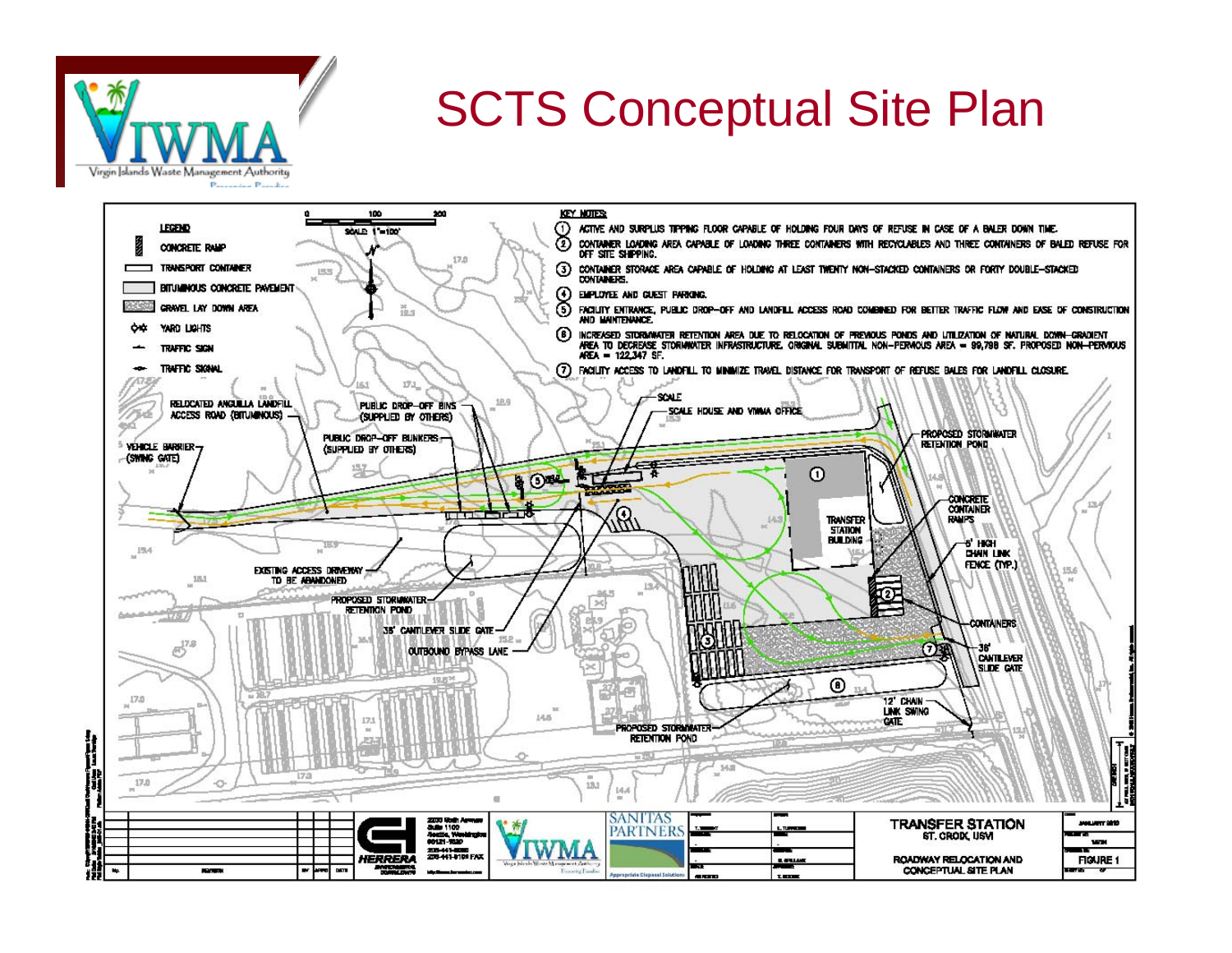# SCTS Conceptual Site Plan

**LEGEND**

- CONCRETE RAMP
- TRANSPORT CONTAINER
- BITUMINOUS CONCRETE PAVEMENT
- GRAVEL LAY DOWN AREA
- YARD LIGHTS
- TRAFFIC SIGN
- TRAFFIC SIGNAL

SCALE: 1"=100'

**KEY NOTES:**

1. ACTIVE AND SURPLUS TIPPING FLOOR CAPABLE OF HOLDING FOUR DAYS OF REFUSE IN CASE OF A BALER DOWN TIME.
2. CONTAINER LOADING AREA CAPABLE OF LOADING THREE CONTAINERS WITH RECYCLABLES AND THREE CONTAINERS OF BALED REFUSE FOR OFF SITE SHIPPING.
3. CONTAINER STORAGE AREA CAPABLE OF HOLDING AT LEAST TWENTY NON-STACKED CONTAINERS OR FORTY DOUBLE-STACKED CONTAINERS.
4. EMPLOYEE AND GUEST PARKING.
5. FACILITY ENTRANCE, PUBLIC DROP-OFF AND LANDFILL ACCESS ROAD COMBINED FOR BETTER TRAFFIC FLOW AND EASE OF CONSTRUCTION AND MAINTENANCE.
6. INCREASED STORMWATER RETENTION AREA DUE TO RELOCATION OF PREVIOUS PONDS AND UTILIZATION OF NATURAL DOWN-GRADIENT AREA TO DECREASE STORMWATER INFRASTRUCTURE. ORIGINAL SUBMITTAL NON-PERVIOUS AREA = 99,798 SF. PROPOSED NON-PERVIOUS AREA = 122,347 SF.
7. FACILITY ACCESS TO LANDFILL TO MINIMIZE TRAVEL DISTANCE FOR TRANSPORT OF REFUSE BALES FOR LANDFILL CLOSURE.

RELOCATED ANGUILLA LANDFILL ACCESS ROAD (BITUMINOUS)

VEHICLE BARRIER (SWING GATE)

PUBLIC DROP-OFF BINS (SUPPLIED BY OTHERS)

PUBLIC DROP-OFF BUNKERS (SUPPLIED BY OTHERS)

SCALE

SCALE HOUSE AND VIWMA OFFICE

PROPOSED STORMWATER RETENTION POND

CONCRETE CONTAINER RAMPS

TRANSFER STATION BUILDING

6' HIGH CHAIN LINK FENCE (TYP.)

CONTAINERS

36' CANTILEVER SLIDE GATE

12' CHAIN LINK SWING GATE

EXISTING ACCESS DRIVEWAY TO BE ABANDONED

PROPOSED STORMWATER RETENTION POND

36' CANTILEVER SLIDE GATE

OUTBOUND BYPASS LANE

PROPOSED STORMWATER RETENTION POND

HERRERA ENVIRONMENTAL CONSULTANTS
2200 Sixth Avenue, Suite 1100, Seattle, Washington 98121-1820
206-441-9080
206-441-9108 FAX

VIWMA — Virgin Islands Waste Management Authority

SANITAS PARTNERS — Appropriate Disposal Solutions

TRANSFER STATION
ST. CROIX, USVI

ROADWAY RELOCATION AND CONCEPTUAL SITE PLAN

JANUARY 2010

FIGURE 1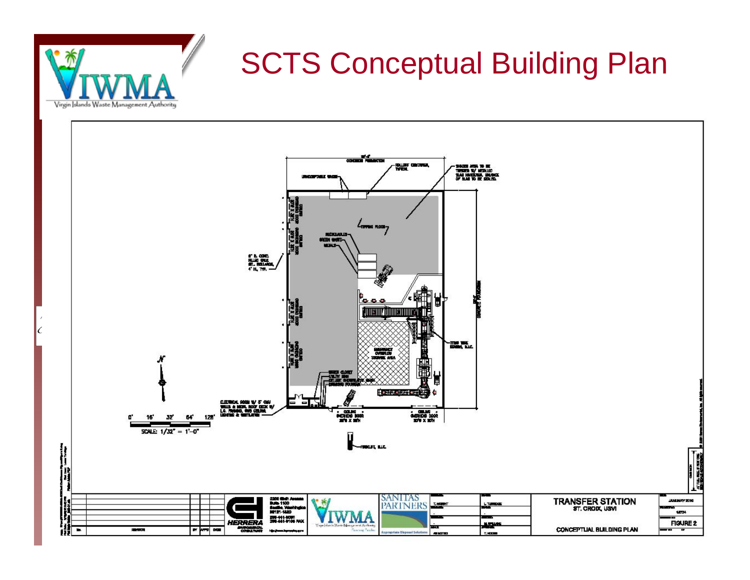# SCTS Conceptual Building Plan

TRANSFER STATION
ST. CROIX, USVI

CONCEPTUAL BUILDING PLAN

FIGURE 2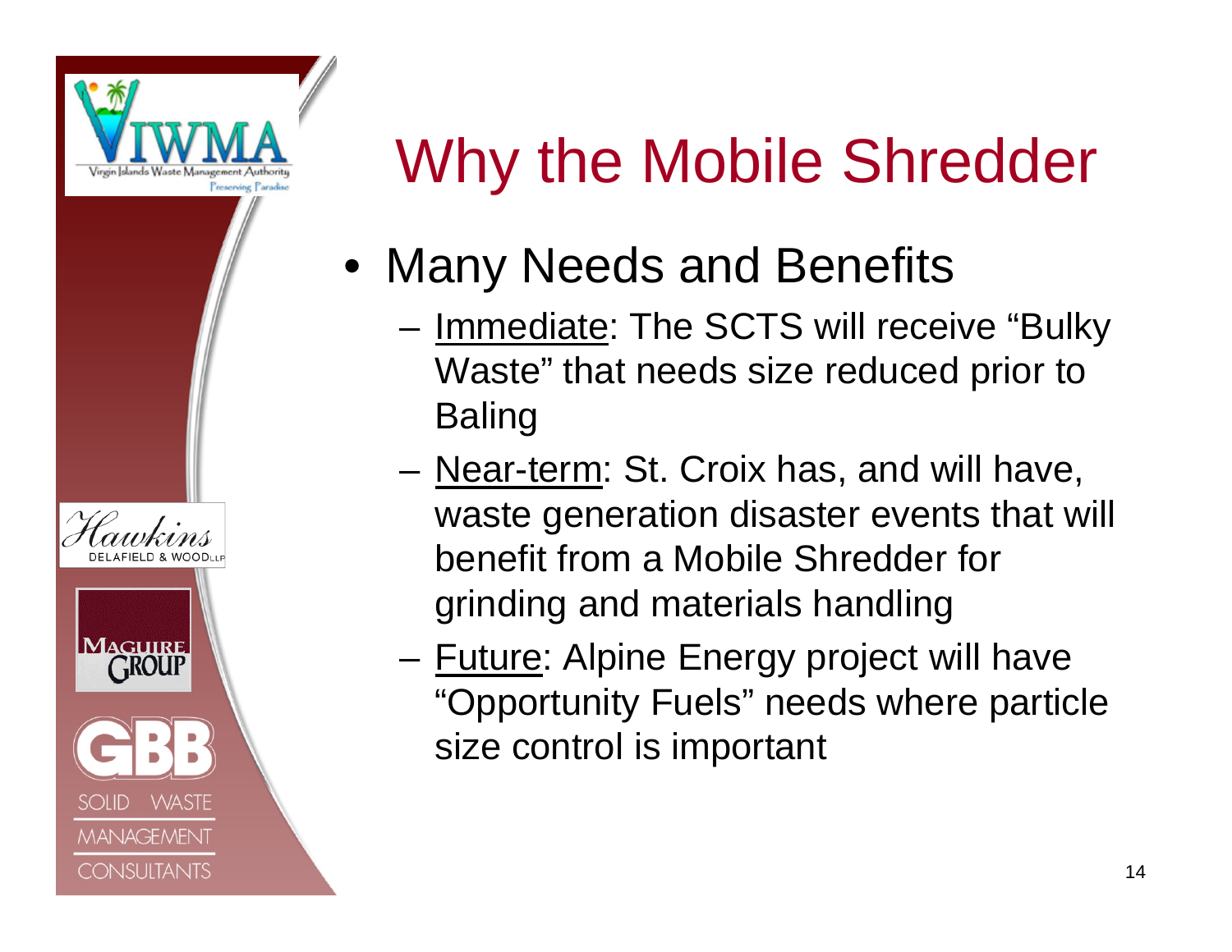# Why the Mobile Shredder

- Many Needs and Benefits
  - Immediate: The SCTS will receive "Bulky Waste" that needs size reduced prior to Baling
  - Near-term: St. Croix has, and will have, waste generation disaster events that will benefit from a Mobile Shredder for grinding and materials handling
  - Future: Alpine Energy project will have "Opportunity Fuels" needs where particle size control is important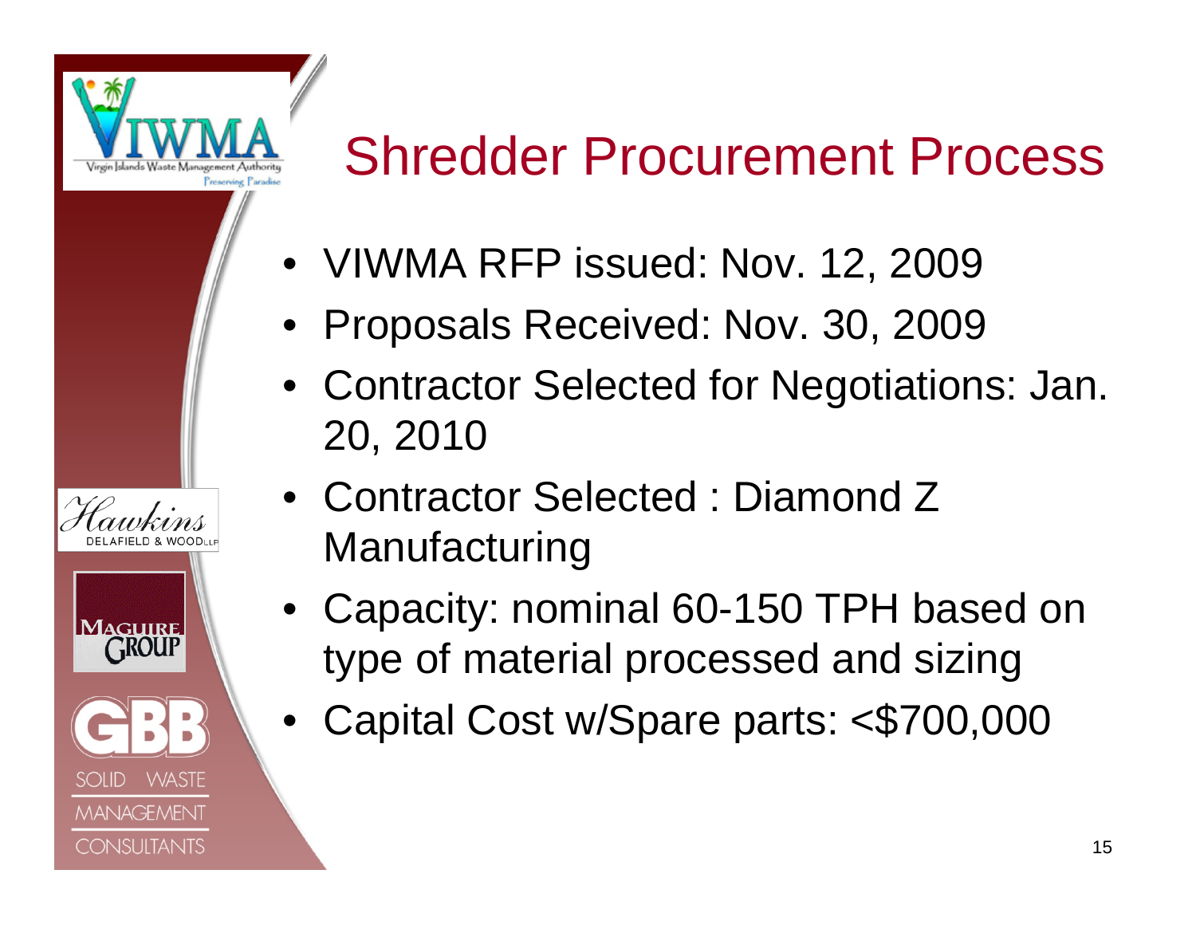# Shredder Procurement Process

- VIWMA RFP issued: Nov. 12, 2009
- Proposals Received: Nov. 30, 2009
- Contractor Selected for Negotiations: Jan. 20, 2010
- Contractor Selected : Diamond Z Manufacturing
- Capacity: nominal 60-150 TPH based on type of material processed and sizing
- Capital Cost w/Spare parts: <$700,000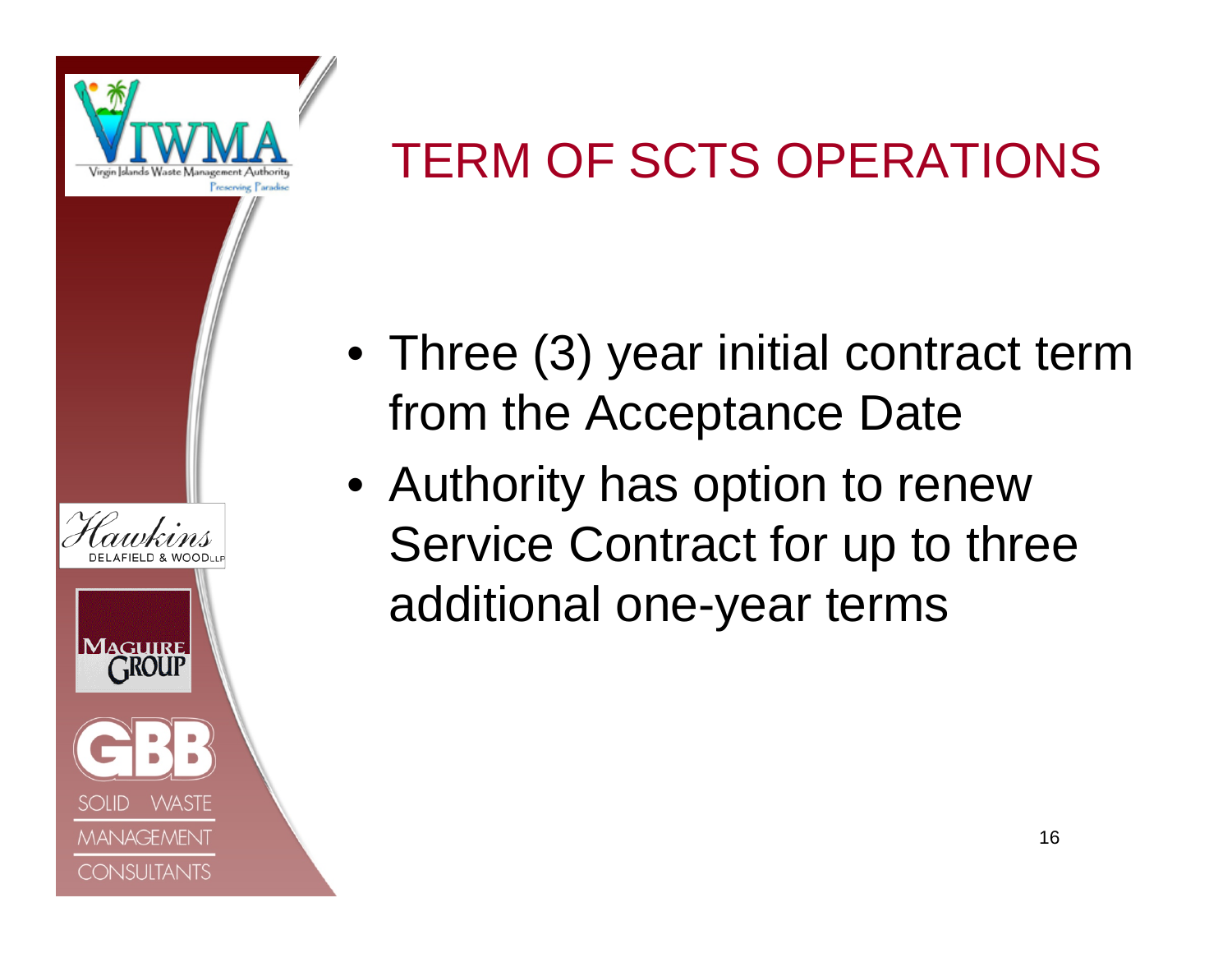# TERM OF SCTS OPERATIONS

- Three (3) year initial contract term from the Acceptance Date
- Authority has option to renew Service Contract for up to three additional one-year terms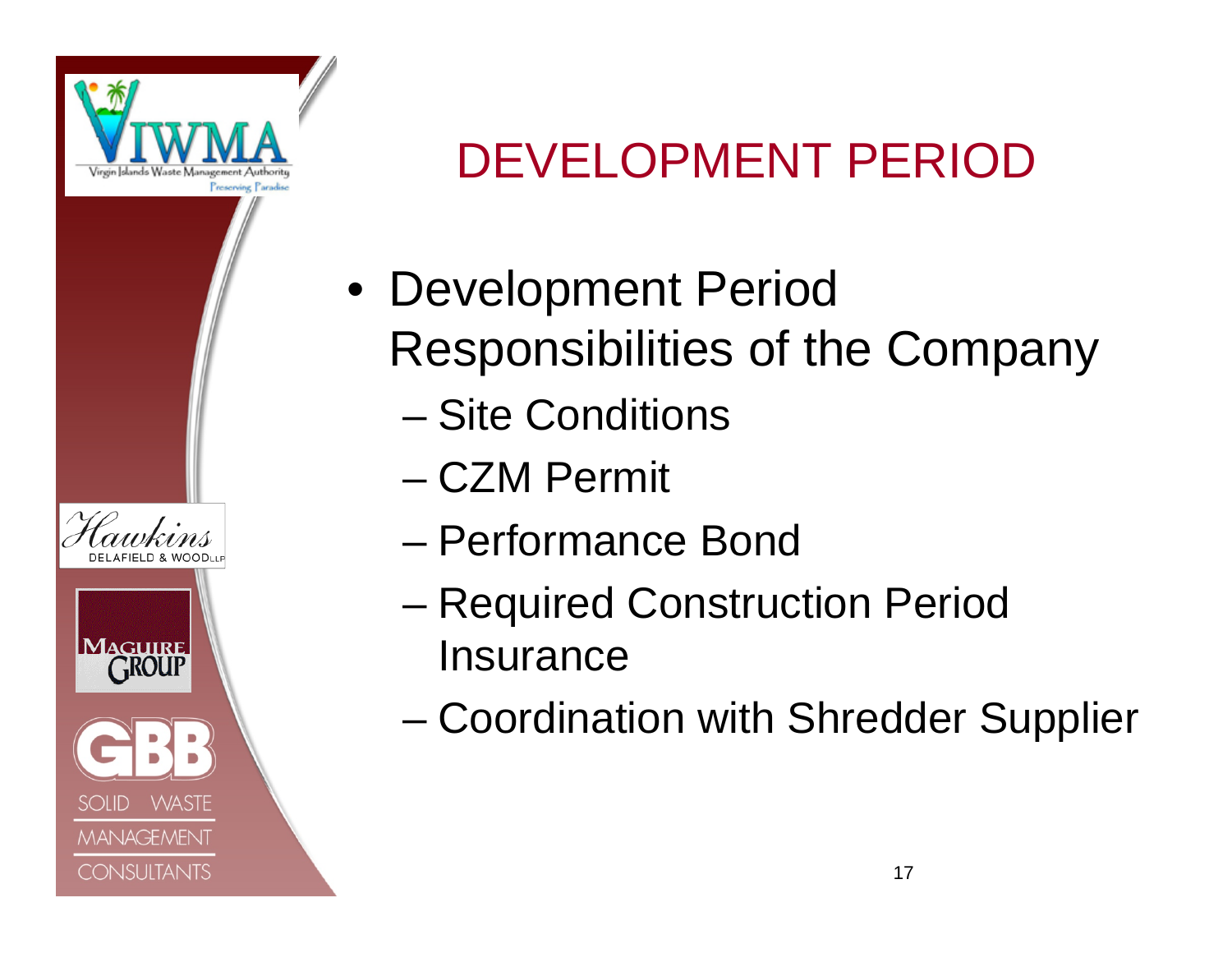# DEVELOPMENT PERIOD

- Development Period Responsibilities of the Company
  - Site Conditions
  - CZM Permit
  - Performance Bond
  - Required Construction Period Insurance
  - Coordination with Shredder Supplier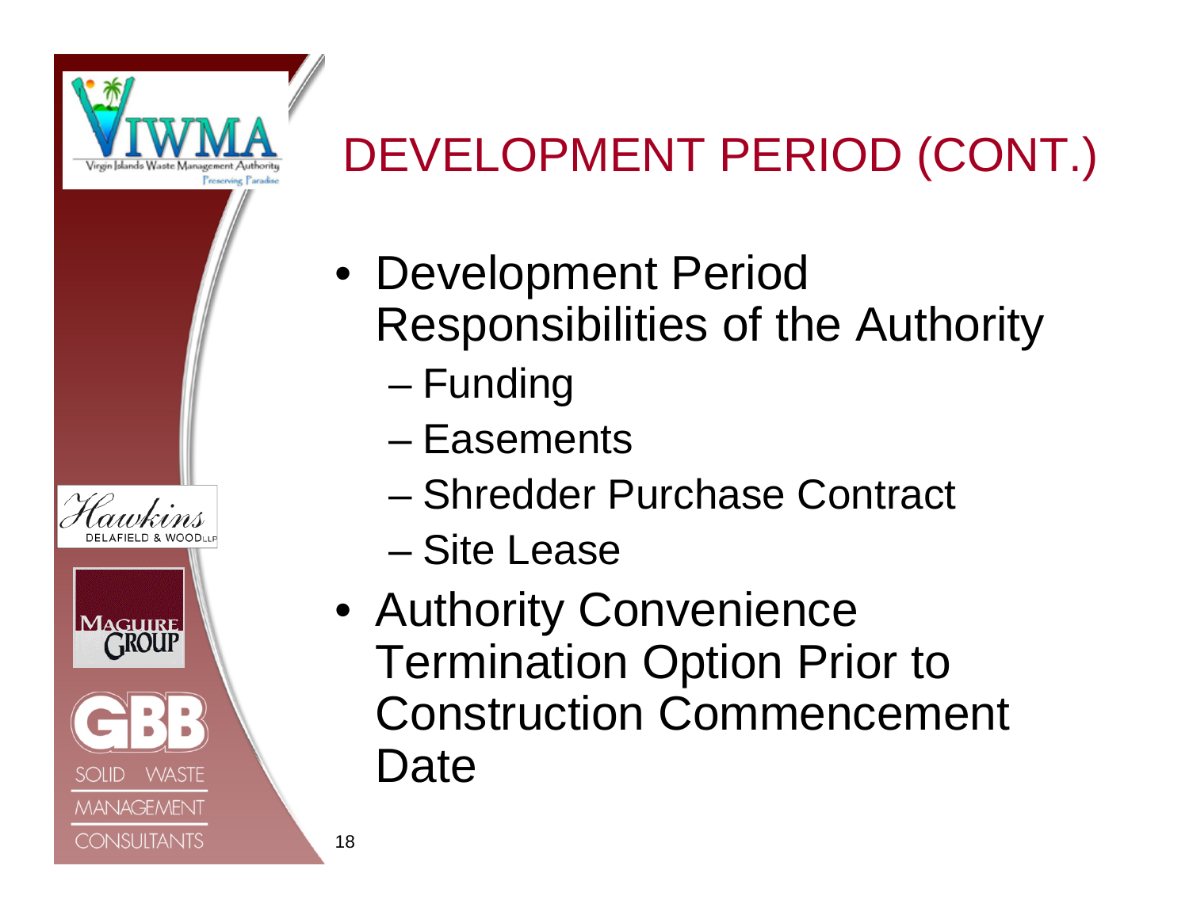# DEVELOPMENT PERIOD (CONT.)

- Development Period Responsibilities of the Authority
  - Funding
  - Easements
  - Shredder Purchase Contract
  - Site Lease
- Authority Convenience Termination Option Prior to Construction Commencement Date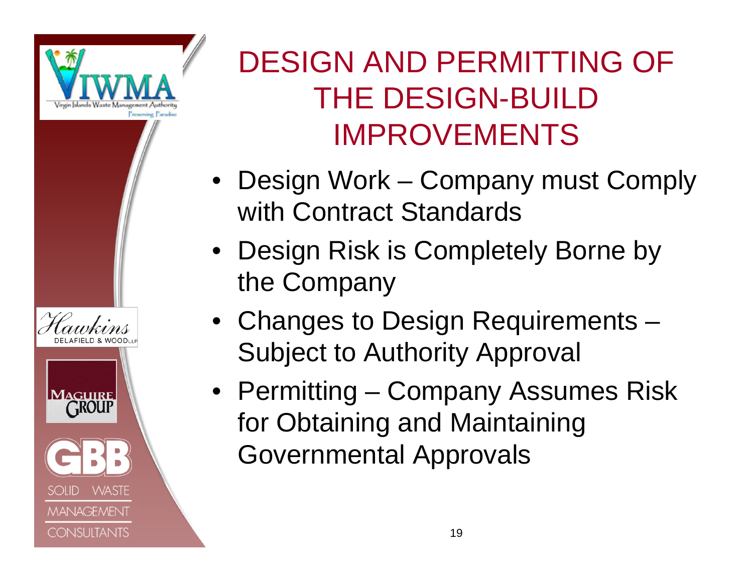# DESIGN AND PERMITTING OF THE DESIGN-BUILD IMPROVEMENTS

- Design Work – Company must Comply with Contract Standards
- Design Risk is Completely Borne by the Company
- Changes to Design Requirements – Subject to Authority Approval
- Permitting – Company Assumes Risk for Obtaining and Maintaining Governmental Approvals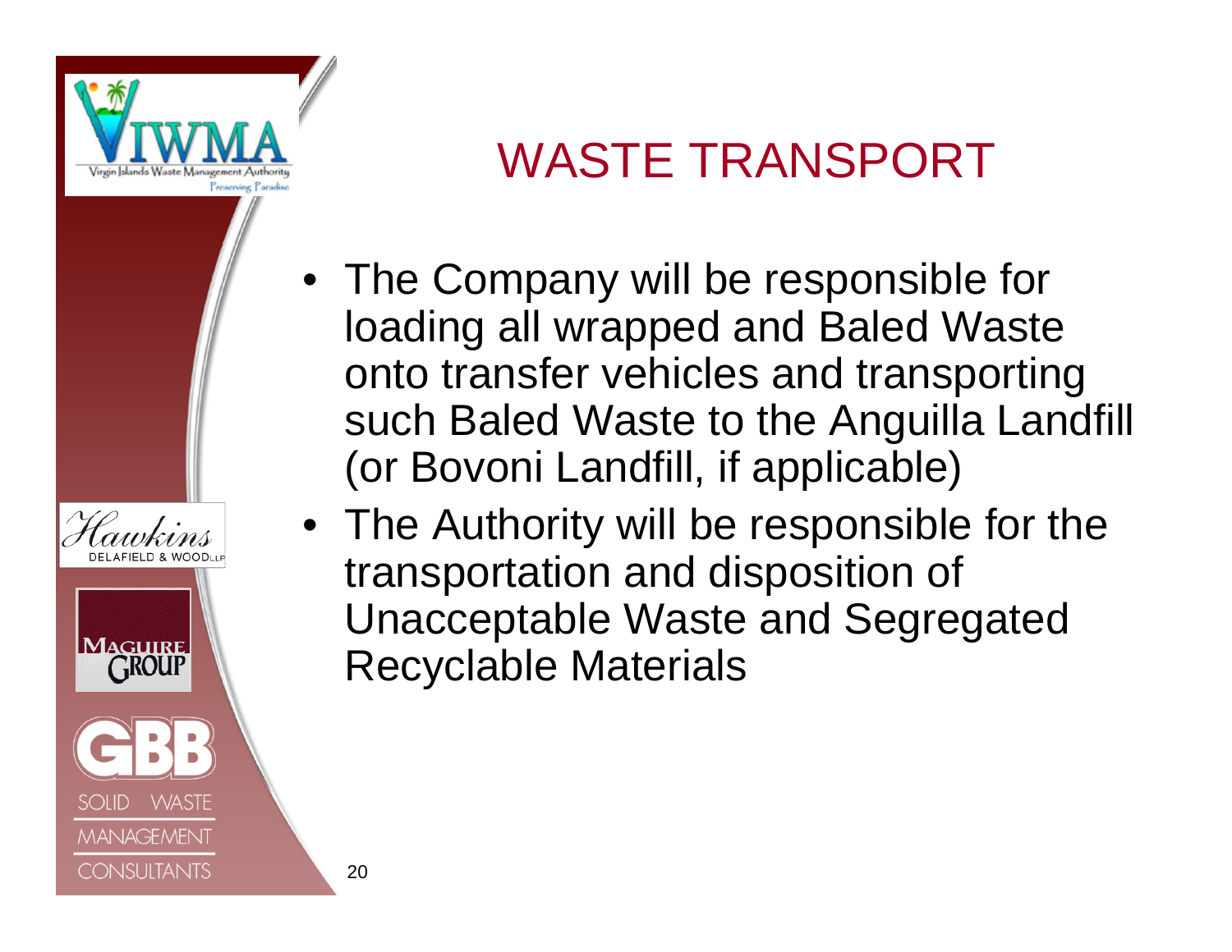# WASTE TRANSPORT

- The Company will be responsible for loading all wrapped and Baled Waste onto transfer vehicles and transporting such Baled Waste to the Anguilla Landfill (or Bovoni Landfill, if applicable)
- The Authority will be responsible for the transportation and disposition of Unacceptable Waste and Segregated Recyclable Materials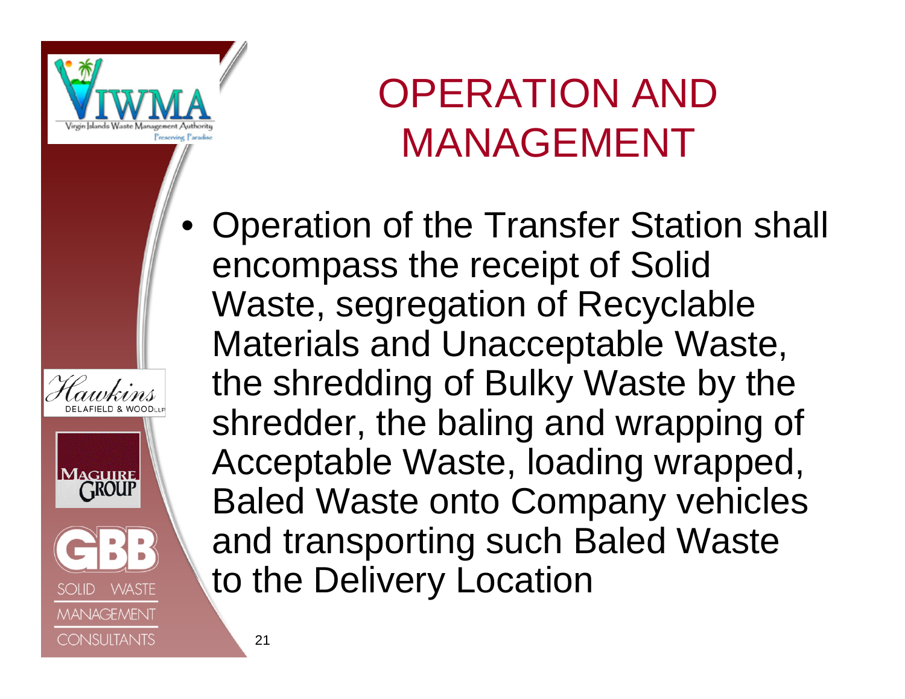# OPERATION AND MANAGEMENT

- Operation of the Transfer Station shall encompass the receipt of Solid Waste, segregation of Recyclable Materials and Unacceptable Waste, the shredding of Bulky Waste by the shredder, the baling and wrapping of Acceptable Waste, loading wrapped, Baled Waste onto Company vehicles and transporting such Baled Waste to the Delivery Location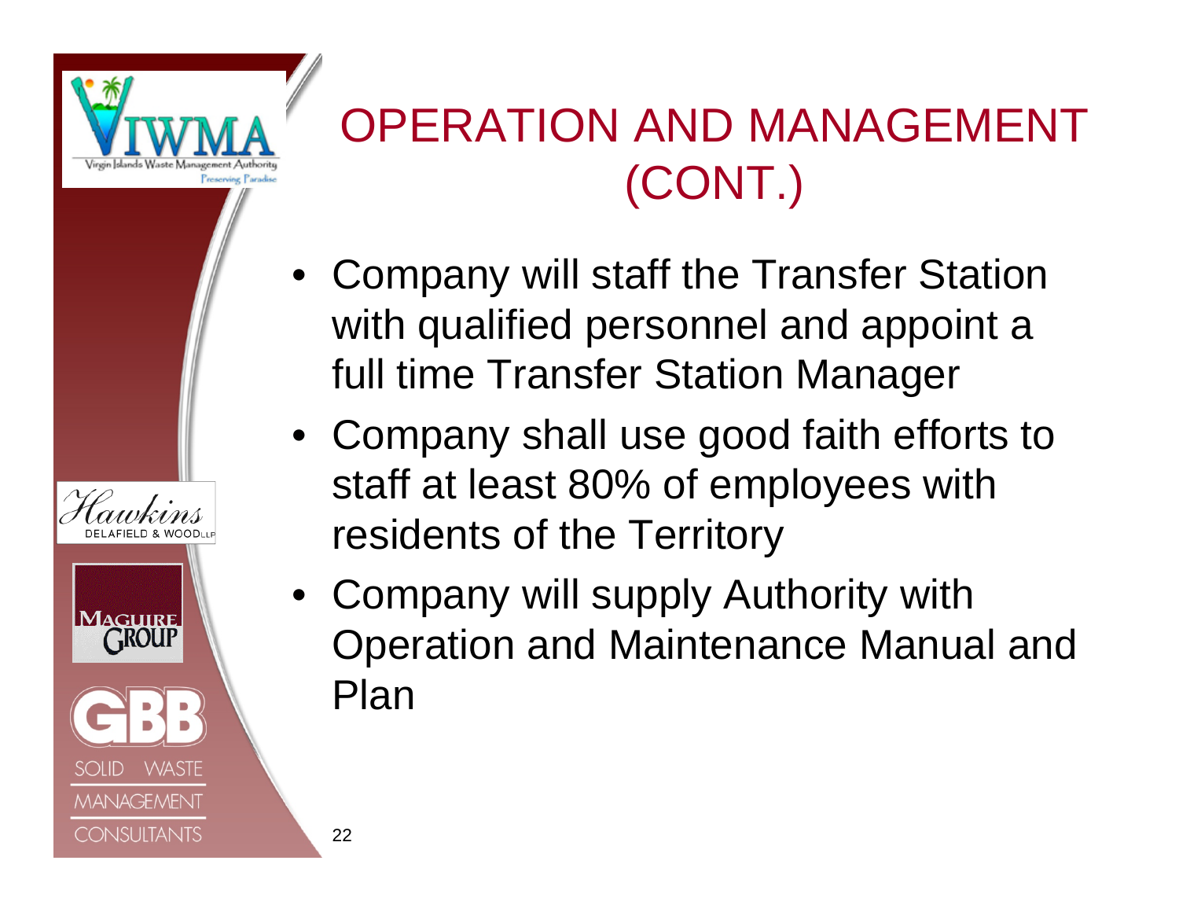# OPERATION AND MANAGEMENT (CONT.)

- Company will staff the Transfer Station with qualified personnel and appoint a full time Transfer Station Manager
- Company shall use good faith efforts to staff at least 80% of employees with residents of the Territory
- Company will supply Authority with Operation and Maintenance Manual and Plan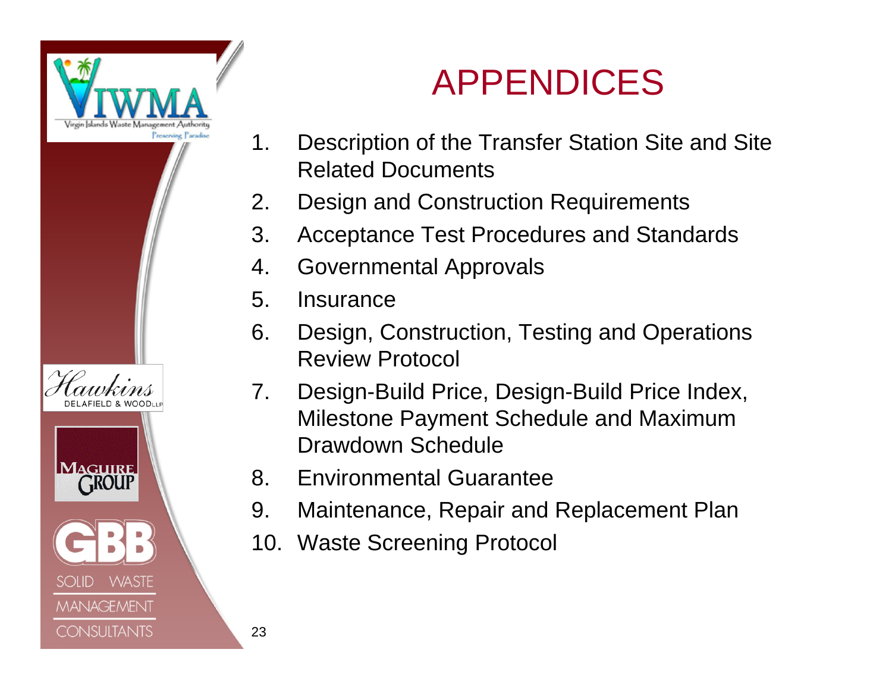# APPENDICES

1. Description of the Transfer Station Site and Site Related Documents
2. Design and Construction Requirements
3. Acceptance Test Procedures and Standards
4. Governmental Approvals
5. Insurance
6. Design, Construction, Testing and Operations Review Protocol
7. Design-Build Price, Design-Build Price Index, Milestone Payment Schedule and Maximum Drawdown Schedule
8. Environmental Guarantee
9. Maintenance, Repair and Replacement Plan
10. Waste Screening Protocol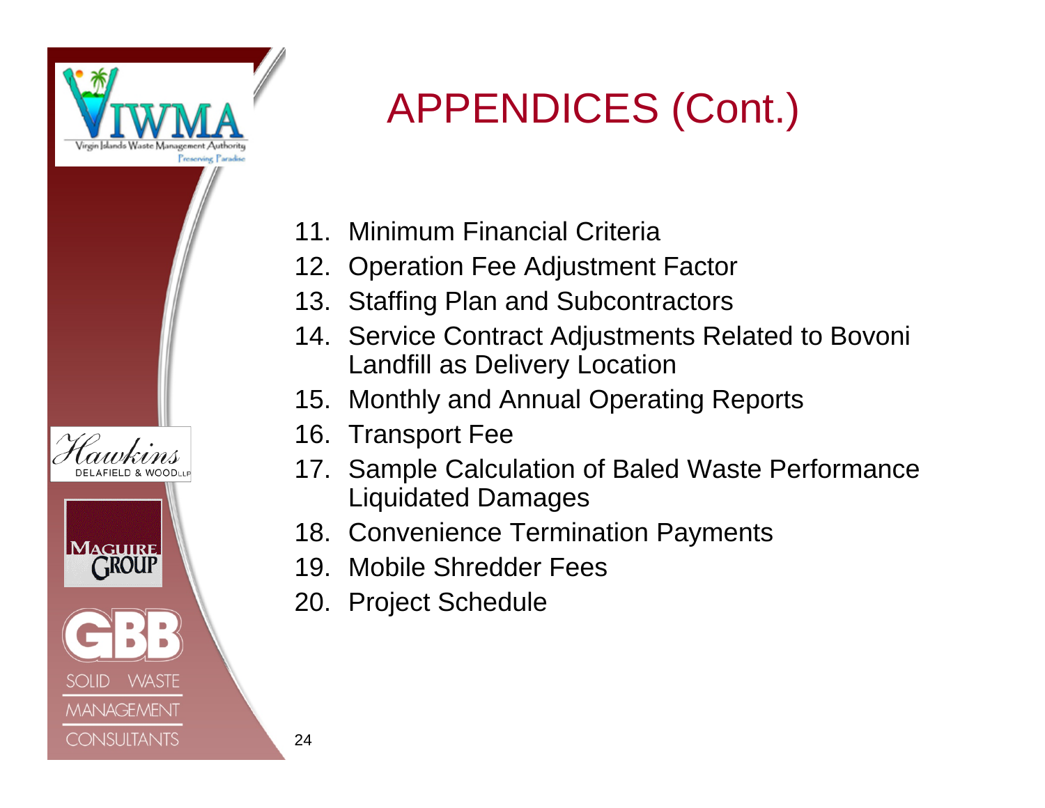# APPENDICES (Cont.)

11. Minimum Financial Criteria
12. Operation Fee Adjustment Factor
13. Staffing Plan and Subcontractors
14. Service Contract Adjustments Related to Bovoni Landfill as Delivery Location
15. Monthly and Annual Operating Reports
16. Transport Fee
17. Sample Calculation of Baled Waste Performance Liquidated Damages
18. Convenience Termination Payments
19. Mobile Shredder Fees
20. Project Schedule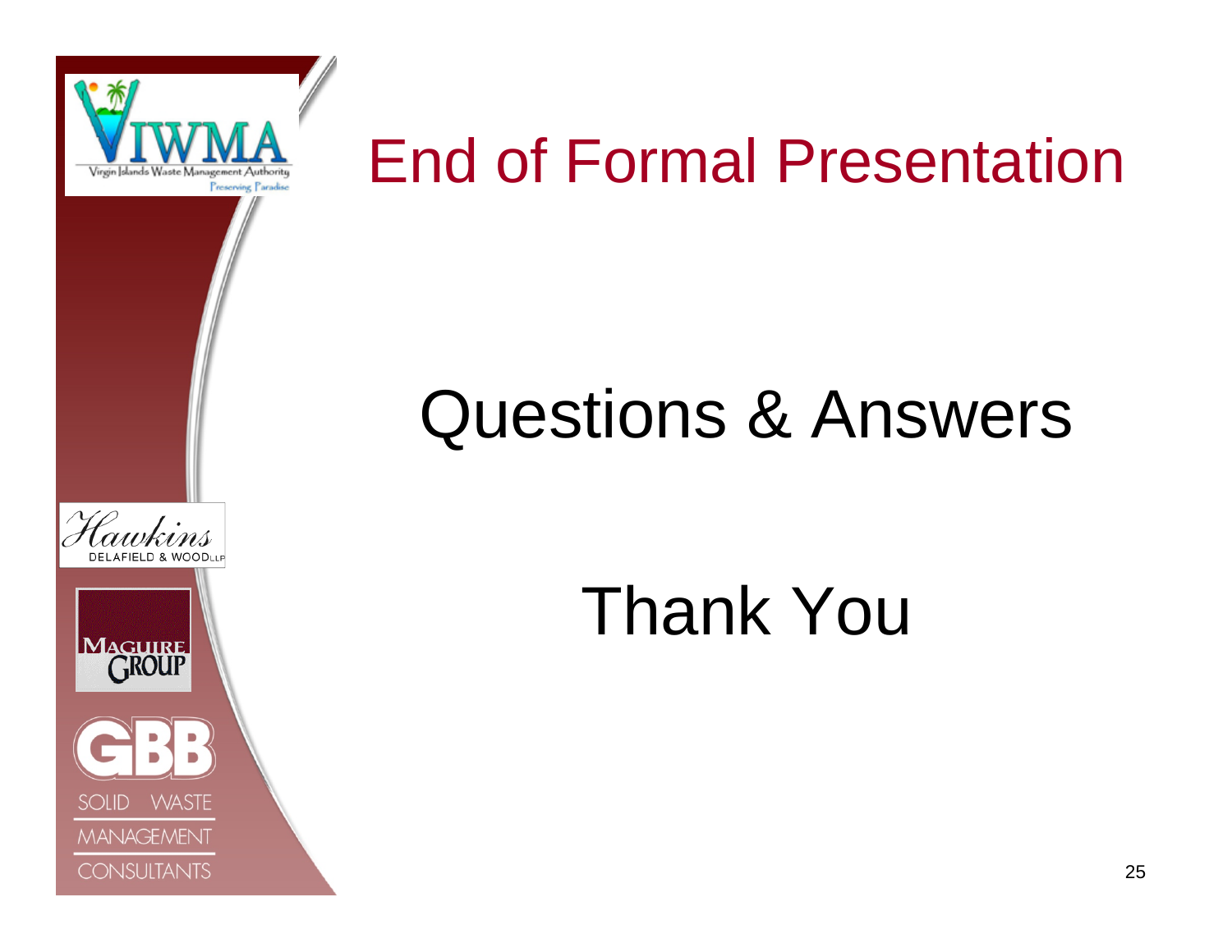# End of Formal Presentation

## Questions & Answers

## Thank You